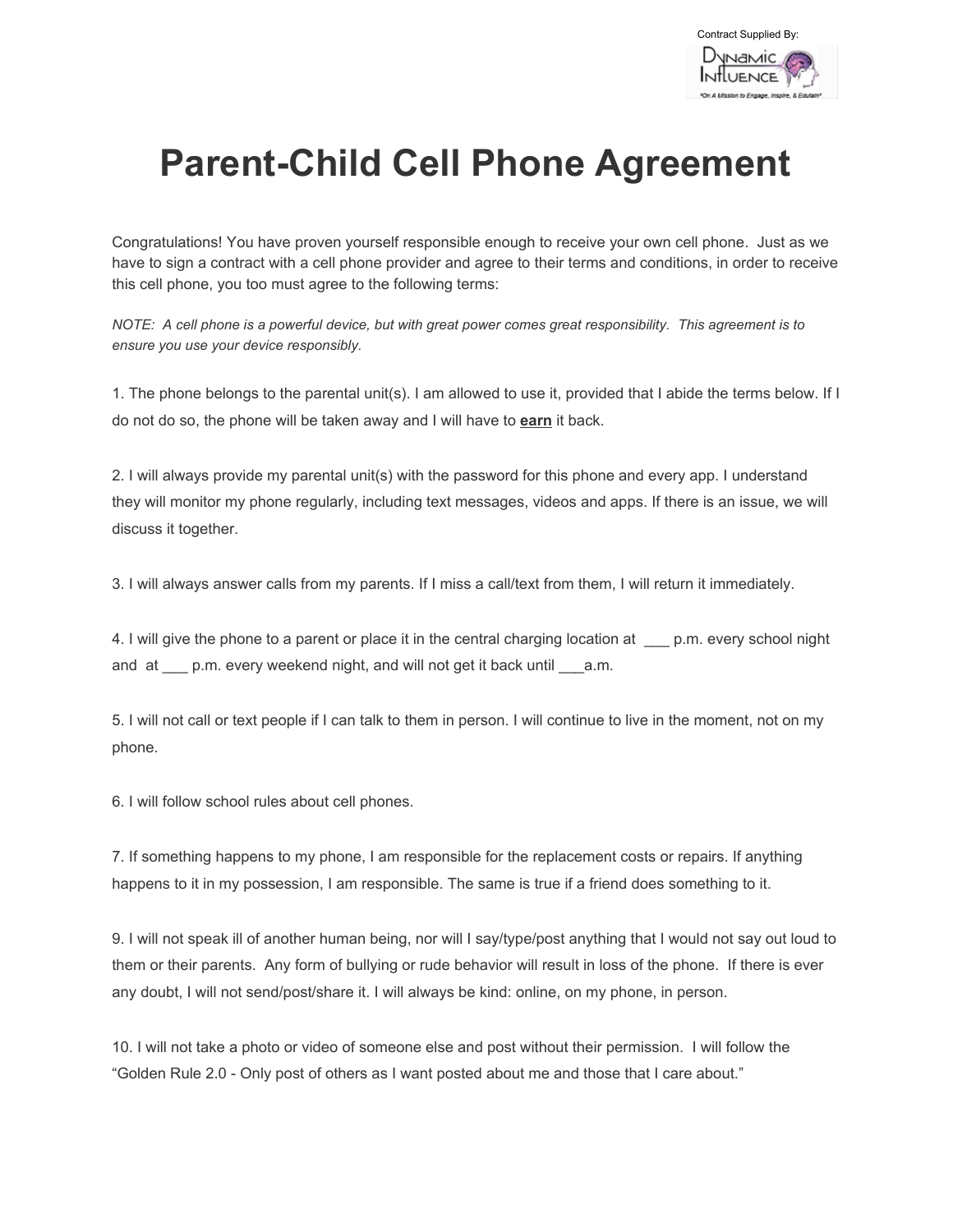Contract Supplied By:

# Parent-Child Cell Phone Agreement

Congratulations! You have proven yourself responsible enough to receive your own cell phone. Just as we have to sign a contract with a cell phone provider and agree to their terms and conditions, in order to receive this cell phone, you too must agree to the following terms:

*NOTE: A cell phone is a powerful device, but with great power comes great responsibility. This agreement is to ensure you use your device responsibly.*

1. The phone belongs to the parental unit(s). I am allowed to use it, provided that I abide the terms below. If I do not do so, the phone will be taken away and I will have to **earn** it back.

2. I will always provide my parental unit(s) with the password for this phone and every app. I understand they will monitor my phone regularly, including text messages, videos and apps. If there is an issue, we will discuss it together.

3. I will always answer calls from my parents. If I miss a call/text from them, I will return it immediately.

4. I will give the phone to a parent or place it in the central charging location at ___ p.m. every school night and at ___ p.m. every weekend night, and will not get it back until ___a.m.

5. I will not call or text people if I can talk to them in person. I will continue to live in the moment, not on my phone.

6. I will follow school rules about cell phones.

7. If something happens to my phone, I am responsible for the replacement costs or repairs. If anything happens to it in my possession, I am responsible. The same is true if a friend does something to it.

9. I will not speak ill of another human being, nor will I say/type/post anything that I would not say out loud to them or their parents. Any form of bullying or rude behavior will result in loss of the phone. If there is ever any doubt, I will not send/post/share it. I will always be kind: online, on my phone, in person.

10. I will not take a photo or video of someone else and post without their permission. I will follow the "Golden Rule 2.0 - Only post of others as I want posted about me and those that I care about."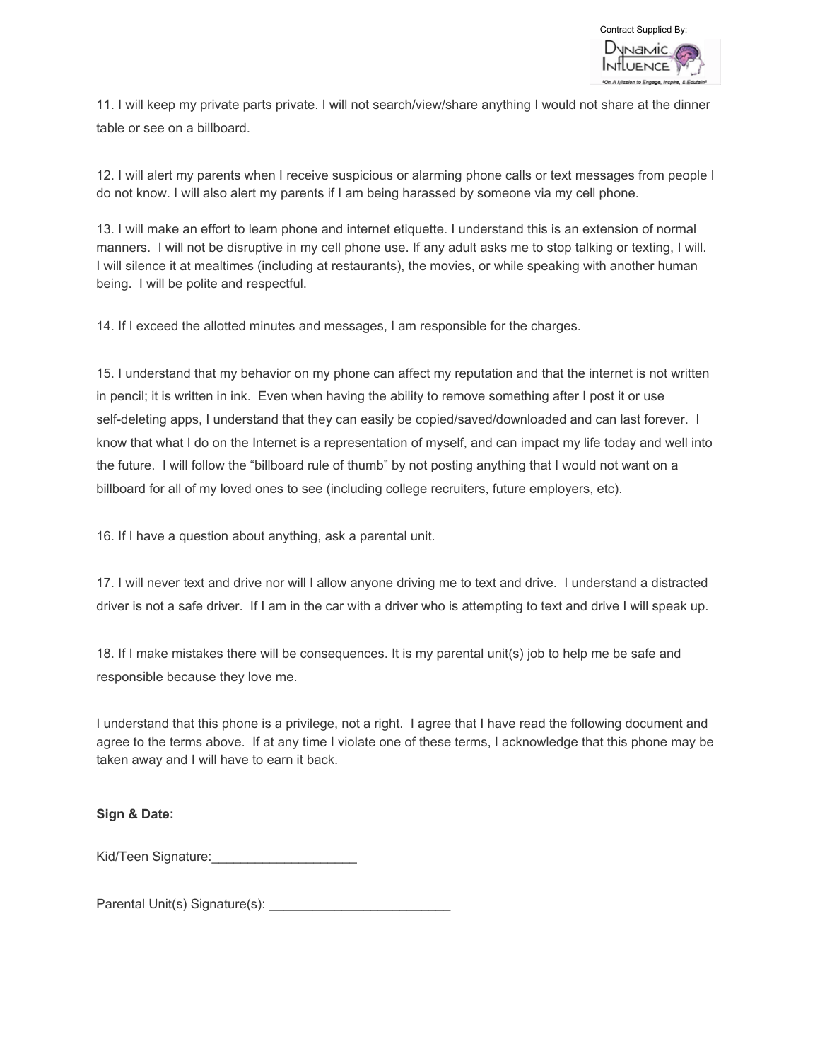Contract Supplied By:

11. I will keep my private parts private. I will not search/view/share anything I would not share at the dinner table or see on a billboard.

12. I will alert my parents when I receive suspicious or alarming phone calls or text messages from people I do not know. I will also alert my parents if I am being harassed by someone via my cell phone.

13. I will make an effort to learn phone and internet etiquette. I understand this is an extension of normal manners. I will not be disruptive in my cell phone use. If any adult asks me to stop talking or texting, I will. I will silence it at mealtimes (including at restaurants), the movies, or while speaking with another human being. I will be polite and respectful.

14. If I exceed the allotted minutes and messages, I am responsible for the charges.

15. I understand that my behavior on my phone can affect my reputation and that the internet is not written in pencil; it is written in ink. Even when having the ability to remove something after I post it or use self-deleting apps, I understand that they can easily be copied/saved/downloaded and can last forever. I know that what I do on the Internet is a representation of myself, and can impact my life today and well into the future. I will follow the "billboard rule of thumb" by not posting anything that I would not want on a billboard for all of my loved ones to see (including college recruiters, future employers, etc).

16. If I have a question about anything, ask a parental unit.

17. I will never text and drive nor will I allow anyone driving me to text and drive. I understand a distracted driver is not a safe driver. If I am in the car with a driver who is attempting to text and drive I will speak up.

18. If I make mistakes there will be consequences. It is my parental unit(s) job to help me be safe and responsible because they love me.

I understand that this phone is a privilege, not a right. I agree that I have read the following document and agree to the terms above. If at any time I violate one of these terms, I acknowledge that this phone may be taken away and I will have to earn it back.

**Sign & Date:**

Kid/Teen Signature:____________________

Parental Unit(s) Signature(s): _________________________